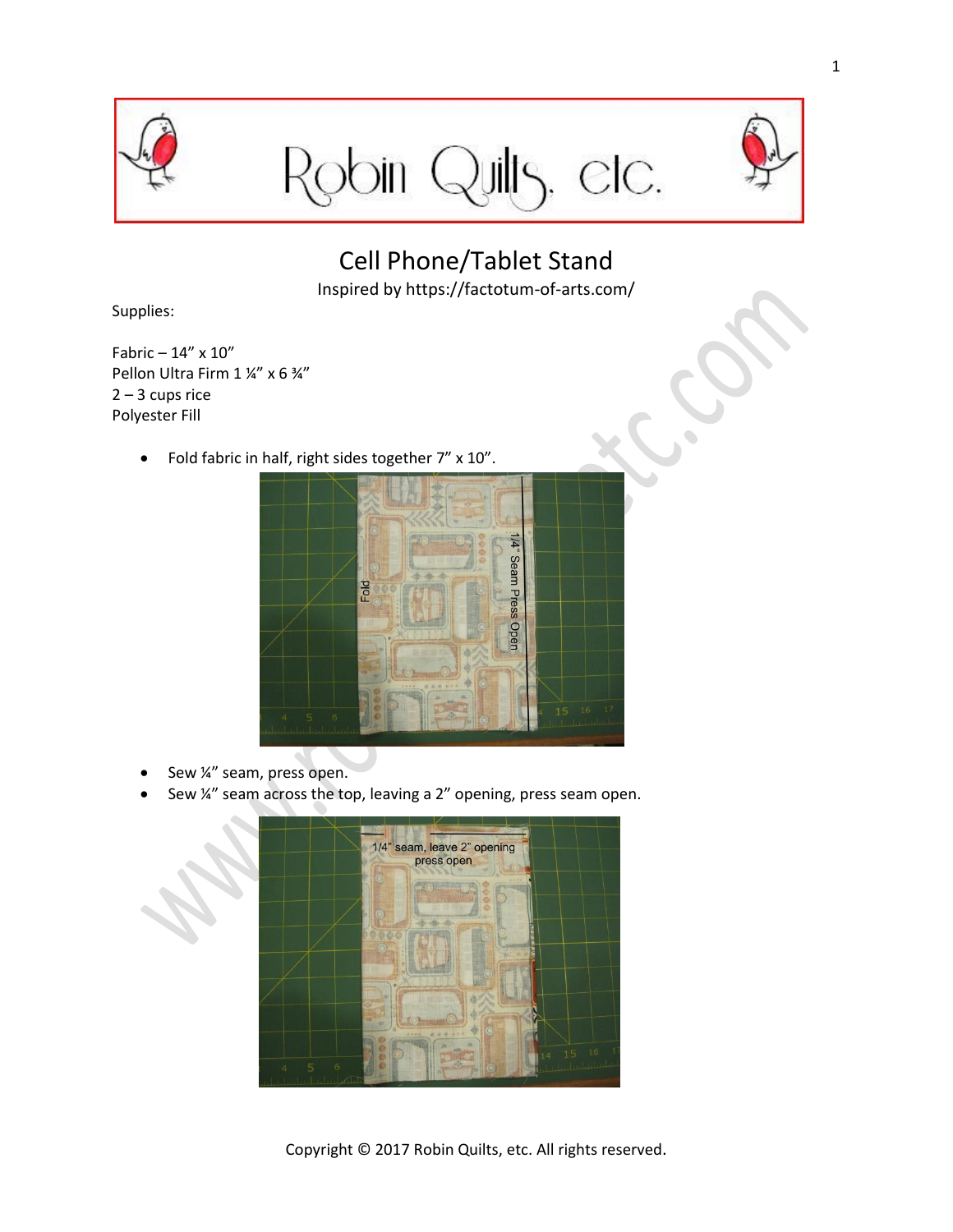# Robin Quilts, etc.

## Cell Phone/Tablet Stand

Inspired by https://factotum-of-arts.com/

Supplies:

Fabric – 14” x 10”
Pellon Ultra Firm 1 ¼” x 6 ¾”
2 – 3 cups rice
Polyester Fill

- Fold fabric in half, right sides together 7” x 10”.

- Sew ¼” seam, press open.
- Sew ¼” seam across the top, leaving a 2” opening, press seam open.

Copyright © 2017 Robin Quilts, etc. All rights reserved.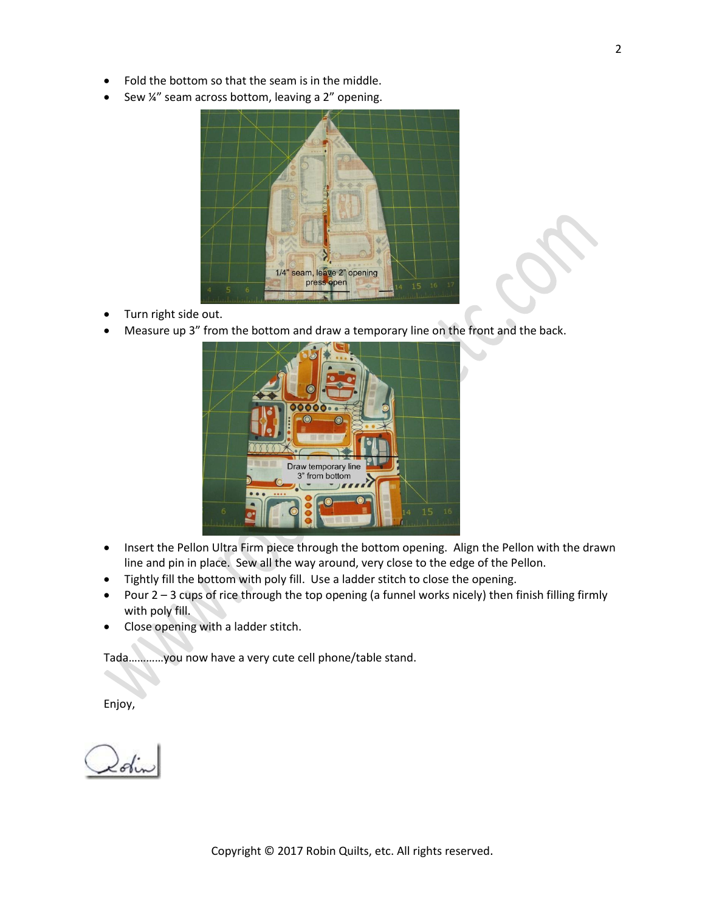- Fold the bottom so that the seam is in the middle.
- Sew ¼" seam across bottom, leaving a 2" opening.

1/4" seam, leave 2" opening
press open

- Turn right side out.
- Measure up 3" from the bottom and draw a temporary line on the front and the back.

Draw temporary line
3" from bottom

- Insert the Pellon Ultra Firm piece through the bottom opening. Align the Pellon with the drawn line and pin in place. Sew all the way around, very close to the edge of the Pellon.
- Tightly fill the bottom with poly fill. Use a ladder stitch to close the opening.
- Pour 2 – 3 cups of rice through the top opening (a funnel works nicely) then finish filling firmly with poly fill.
- Close opening with a ladder stitch.

Tada…………you now have a very cute cell phone/table stand.

Enjoy,

Robin

Copyright © 2017 Robin Quilts, etc. All rights reserved.